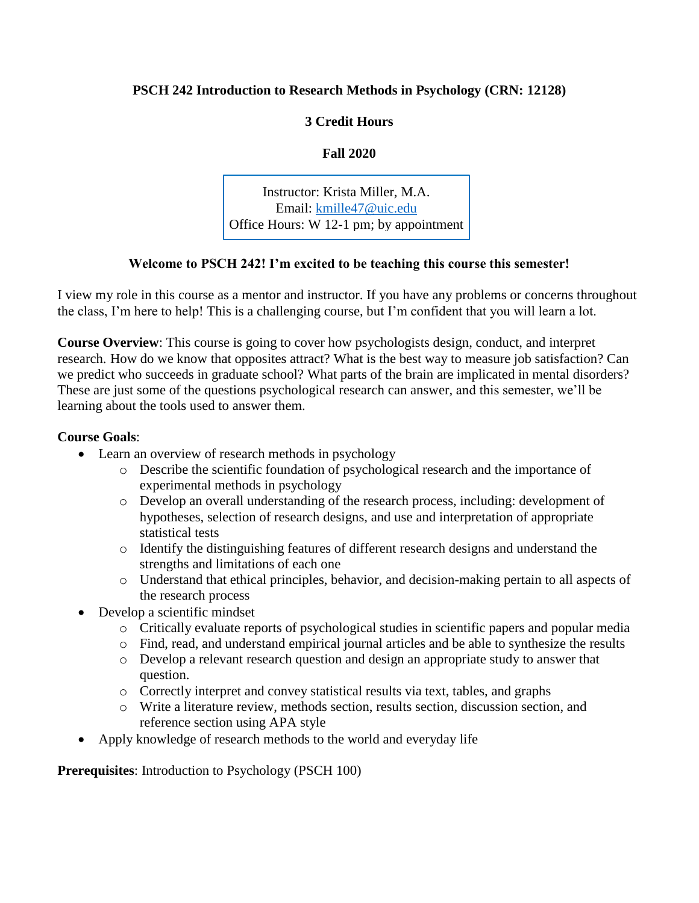# PSCH 242 Introduction to Research Methods in Psychology (CRN: 12128)

**3 Credit Hours**

**Fall 2020**

Instructor: Krista Miller, M.A.
Email: [kmille47@uic.edu](mailto:kmille47@uic.edu)
Office Hours: W 12-1 pm; by appointment

**Welcome to PSCH 242! I'm excited to be teaching this course this semester!**

I view my role in this course as a mentor and instructor. If you have any problems or concerns throughout the class, I'm here to help! This is a challenging course, but I'm confident that you will learn a lot.

**Course Overview**: This course is going to cover how psychologists design, conduct, and interpret research. How do we know that opposites attract? What is the best way to measure job satisfaction? Can we predict who succeeds in graduate school? What parts of the brain are implicated in mental disorders? These are just some of the questions psychological research can answer, and this semester, we'll be learning about the tools used to answer them.

**Course Goals**:

- Learn an overview of research methods in psychology
  - Describe the scientific foundation of psychological research and the importance of experimental methods in psychology
  - Develop an overall understanding of the research process, including: development of hypotheses, selection of research designs, and use and interpretation of appropriate statistical tests
  - Identify the distinguishing features of different research designs and understand the strengths and limitations of each one
  - Understand that ethical principles, behavior, and decision-making pertain to all aspects of the research process
- Develop a scientific mindset
  - Critically evaluate reports of psychological studies in scientific papers and popular media
  - Find, read, and understand empirical journal articles and be able to synthesize the results
  - Develop a relevant research question and design an appropriate study to answer that question.
  - Correctly interpret and convey statistical results via text, tables, and graphs
  - Write a literature review, methods section, results section, discussion section, and reference section using APA style
- Apply knowledge of research methods to the world and everyday life

**Prerequisites**: Introduction to Psychology (PSCH 100)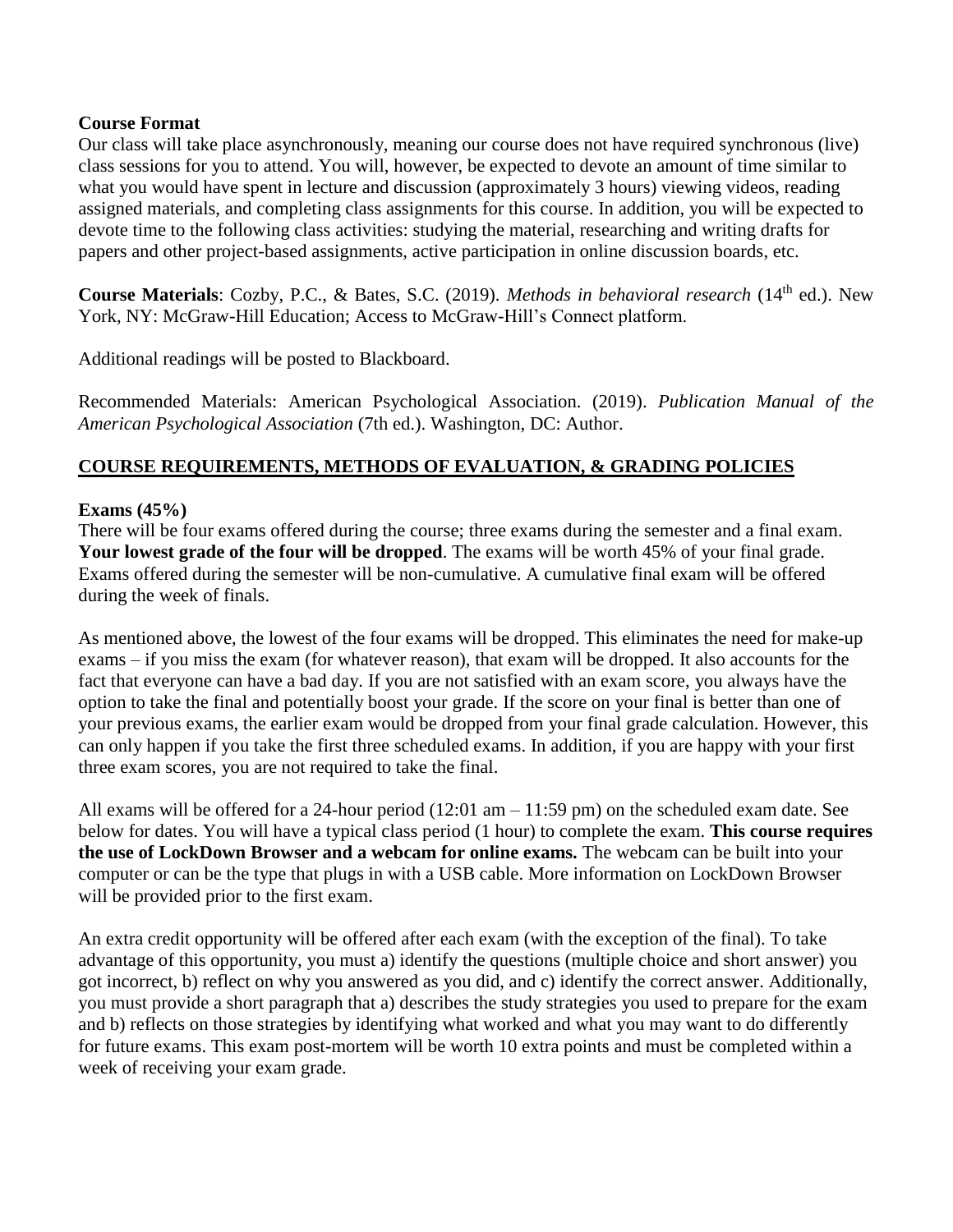**Course Format**

Our class will take place asynchronously, meaning our course does not have required synchronous (live) class sessions for you to attend. You will, however, be expected to devote an amount of time similar to what you would have spent in lecture and discussion (approximately 3 hours) viewing videos, reading assigned materials, and completing class assignments for this course. In addition, you will be expected to devote time to the following class activities: studying the material, researching and writing drafts for papers and other project-based assignments, active participation in online discussion boards, etc.

**Course Materials**: Cozby, P.C., & Bates, S.C. (2019). *Methods in behavioral research* (14th ed.). New York, NY: McGraw-Hill Education; Access to McGraw-Hill's Connect platform.

Additional readings will be posted to Blackboard.

Recommended Materials: American Psychological Association. (2019). *Publication Manual of the American Psychological Association* (7th ed.). Washington, DC: Author.

## COURSE REQUIREMENTS, METHODS OF EVALUATION, & GRADING POLICIES

**Exams (45%)**

There will be four exams offered during the course; three exams during the semester and a final exam. **Your lowest grade of the four will be dropped**. The exams will be worth 45% of your final grade. Exams offered during the semester will be non-cumulative. A cumulative final exam will be offered during the week of finals.

As mentioned above, the lowest of the four exams will be dropped. This eliminates the need for make-up exams – if you miss the exam (for whatever reason), that exam will be dropped. It also accounts for the fact that everyone can have a bad day. If you are not satisfied with an exam score, you always have the option to take the final and potentially boost your grade. If the score on your final is better than one of your previous exams, the earlier exam would be dropped from your final grade calculation. However, this can only happen if you take the first three scheduled exams. In addition, if you are happy with your first three exam scores, you are not required to take the final.

All exams will be offered for a 24-hour period (12:01 am – 11:59 pm) on the scheduled exam date. See below for dates. You will have a typical class period (1 hour) to complete the exam. **This course requires the use of LockDown Browser and a webcam for online exams.** The webcam can be built into your computer or can be the type that plugs in with a USB cable. More information on LockDown Browser will be provided prior to the first exam.

An extra credit opportunity will be offered after each exam (with the exception of the final). To take advantage of this opportunity, you must a) identify the questions (multiple choice and short answer) you got incorrect, b) reflect on why you answered as you did, and c) identify the correct answer. Additionally, you must provide a short paragraph that a) describes the study strategies you used to prepare for the exam and b) reflects on those strategies by identifying what worked and what you may want to do differently for future exams. This exam post-mortem will be worth 10 extra points and must be completed within a week of receiving your exam grade.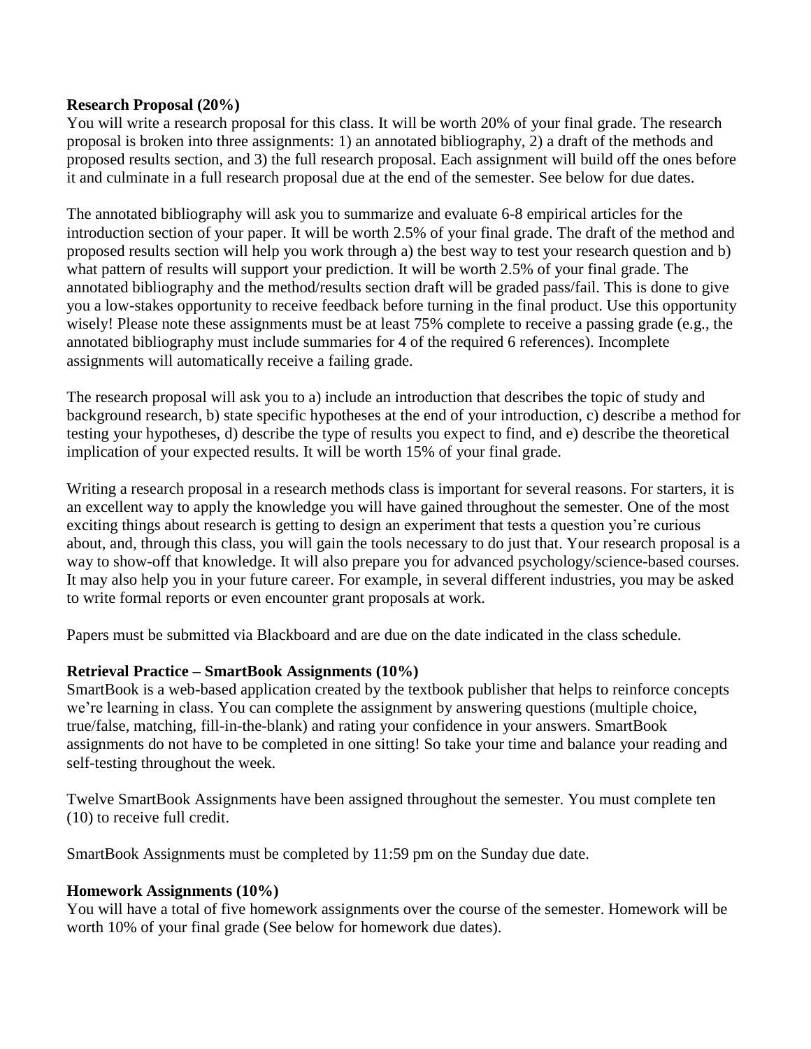**Research Proposal (20%)**

You will write a research proposal for this class. It will be worth 20% of your final grade. The research proposal is broken into three assignments: 1) an annotated bibliography, 2) a draft of the methods and proposed results section, and 3) the full research proposal. Each assignment will build off the ones before it and culminate in a full research proposal due at the end of the semester. See below for due dates.

The annotated bibliography will ask you to summarize and evaluate 6-8 empirical articles for the introduction section of your paper. It will be worth 2.5% of your final grade. The draft of the method and proposed results section will help you work through a) the best way to test your research question and b) what pattern of results will support your prediction. It will be worth 2.5% of your final grade. The annotated bibliography and the method/results section draft will be graded pass/fail. This is done to give you a low-stakes opportunity to receive feedback before turning in the final product. Use this opportunity wisely! Please note these assignments must be at least 75% complete to receive a passing grade (e.g., the annotated bibliography must include summaries for 4 of the required 6 references). Incomplete assignments will automatically receive a failing grade.

The research proposal will ask you to a) include an introduction that describes the topic of study and background research, b) state specific hypotheses at the end of your introduction, c) describe a method for testing your hypotheses, d) describe the type of results you expect to find, and e) describe the theoretical implication of your expected results. It will be worth 15% of your final grade.

Writing a research proposal in a research methods class is important for several reasons. For starters, it is an excellent way to apply the knowledge you will have gained throughout the semester. One of the most exciting things about research is getting to design an experiment that tests a question you're curious about, and, through this class, you will gain the tools necessary to do just that. Your research proposal is a way to show-off that knowledge. It will also prepare you for advanced psychology/science-based courses. It may also help you in your future career. For example, in several different industries, you may be asked to write formal reports or even encounter grant proposals at work.

Papers must be submitted via Blackboard and are due on the date indicated in the class schedule.

**Retrieval Practice – SmartBook Assignments (10%)**

SmartBook is a web-based application created by the textbook publisher that helps to reinforce concepts we're learning in class. You can complete the assignment by answering questions (multiple choice, true/false, matching, fill-in-the-blank) and rating your confidence in your answers. SmartBook assignments do not have to be completed in one sitting! So take your time and balance your reading and self-testing throughout the week.

Twelve SmartBook Assignments have been assigned throughout the semester. You must complete ten (10) to receive full credit.

SmartBook Assignments must be completed by 11:59 pm on the Sunday due date.

**Homework Assignments (10%)**

You will have a total of five homework assignments over the course of the semester. Homework will be worth 10% of your final grade (See below for homework due dates).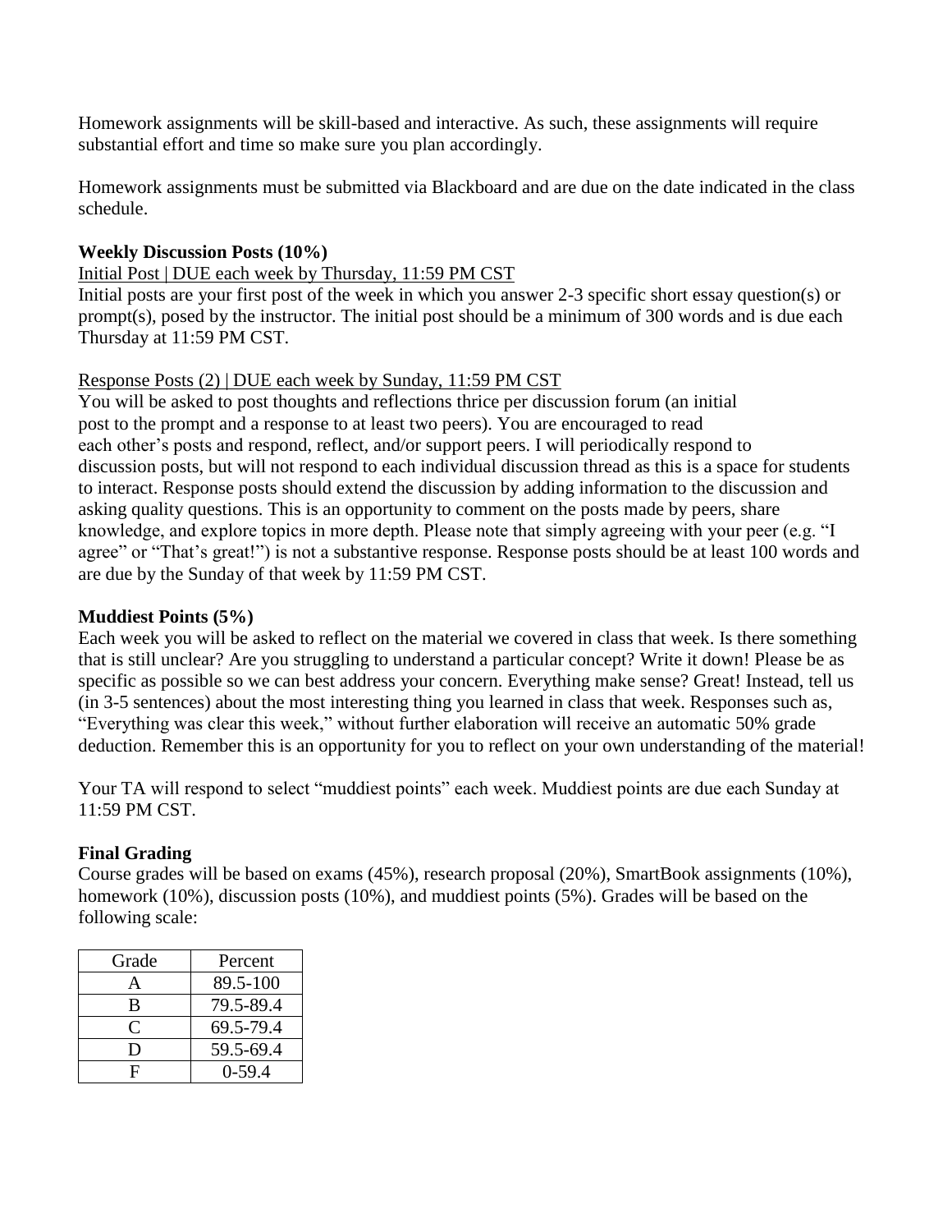Homework assignments will be skill-based and interactive. As such, these assignments will require substantial effort and time so make sure you plan accordingly.

Homework assignments must be submitted via Blackboard and are due on the date indicated in the class schedule.

**Weekly Discussion Posts (10%)**

<u>Initial Post | DUE each week by Thursday, 11:59 PM CST</u>

Initial posts are your first post of the week in which you answer 2-3 specific short essay question(s) or prompt(s), posed by the instructor. The initial post should be a minimum of 300 words and is due each Thursday at 11:59 PM CST.

<u>Response Posts (2) | DUE each week by Sunday, 11:59 PM CST</u>

You will be asked to post thoughts and reflections thrice per discussion forum (an initial post to the prompt and a response to at least two peers). You are encouraged to read each other's posts and respond, reflect, and/or support peers. I will periodically respond to discussion posts, but will not respond to each individual discussion thread as this is a space for students to interact. Response posts should extend the discussion by adding information to the discussion and asking quality questions. This is an opportunity to comment on the posts made by peers, share knowledge, and explore topics in more depth. Please note that simply agreeing with your peer (e.g. "I agree" or "That's great!") is not a substantive response. Response posts should be at least 100 words and are due by the Sunday of that week by 11:59 PM CST.

**Muddiest Points (5%)**

Each week you will be asked to reflect on the material we covered in class that week. Is there something that is still unclear? Are you struggling to understand a particular concept? Write it down! Please be as specific as possible so we can best address your concern. Everything make sense? Great! Instead, tell us (in 3-5 sentences) about the most interesting thing you learned in class that week. Responses such as, "Everything was clear this week," without further elaboration will receive an automatic 50% grade deduction. Remember this is an opportunity for you to reflect on your own understanding of the material!

Your TA will respond to select "muddiest points" each week. Muddiest points are due each Sunday at 11:59 PM CST.

**Final Grading**

Course grades will be based on exams (45%), research proposal (20%), SmartBook assignments (10%), homework (10%), discussion posts (10%), and muddiest points (5%). Grades will be based on the following scale:

| Grade | Percent |
|---|---|
| A | 89.5-100 |
| B | 79.5-89.4 |
| C | 69.5-79.4 |
| D | 59.5-69.4 |
| F | 0-59.4 |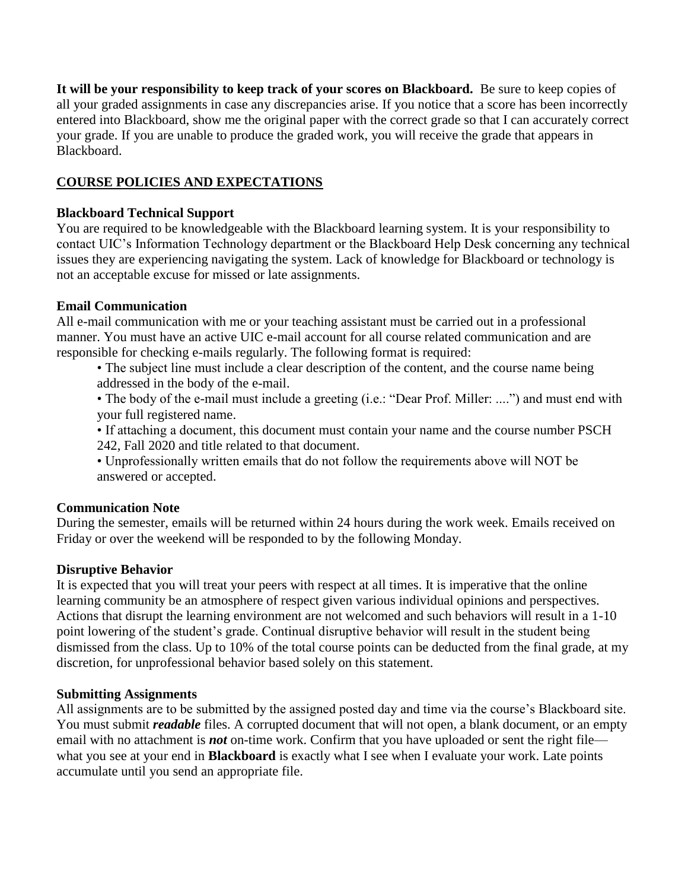**It will be your responsibility to keep track of your scores on Blackboard.** Be sure to keep copies of all your graded assignments in case any discrepancies arise. If you notice that a score has been incorrectly entered into Blackboard, show me the original paper with the correct grade so that I can accurately correct your grade. If you are unable to produce the graded work, you will receive the grade that appears in Blackboard.

## COURSE POLICIES AND EXPECTATIONS

### Blackboard Technical Support

You are required to be knowledgeable with the Blackboard learning system. It is your responsibility to contact UIC's Information Technology department or the Blackboard Help Desk concerning any technical issues they are experiencing navigating the system. Lack of knowledge for Blackboard or technology is not an acceptable excuse for missed or late assignments.

### Email Communication

All e-mail communication with me or your teaching assistant must be carried out in a professional manner. You must have an active UIC e-mail account for all course related communication and are responsible for checking e-mails regularly. The following format is required:

- The subject line must include a clear description of the content, and the course name being addressed in the body of the e-mail.
- The body of the e-mail must include a greeting (i.e.: "Dear Prof. Miller: ....") and must end with your full registered name.
- If attaching a document, this document must contain your name and the course number PSCH 242, Fall 2020 and title related to that document.
- Unprofessionally written emails that do not follow the requirements above will NOT be answered or accepted.

### Communication Note

During the semester, emails will be returned within 24 hours during the work week. Emails received on Friday or over the weekend will be responded to by the following Monday.

### Disruptive Behavior

It is expected that you will treat your peers with respect at all times. It is imperative that the online learning community be an atmosphere of respect given various individual opinions and perspectives. Actions that disrupt the learning environment are not welcomed and such behaviors will result in a 1-10 point lowering of the student's grade. Continual disruptive behavior will result in the student being dismissed from the class. Up to 10% of the total course points can be deducted from the final grade, at my discretion, for unprofessional behavior based solely on this statement.

### Submitting Assignments

All assignments are to be submitted by the assigned posted day and time via the course's Blackboard site. You must submit ***readable*** files. A corrupted document that will not open, a blank document, or an empty email with no attachment is ***not*** on-time work. Confirm that you have uploaded or sent the right file—what you see at your end in **Blackboard** is exactly what I see when I evaluate your work. Late points accumulate until you send an appropriate file.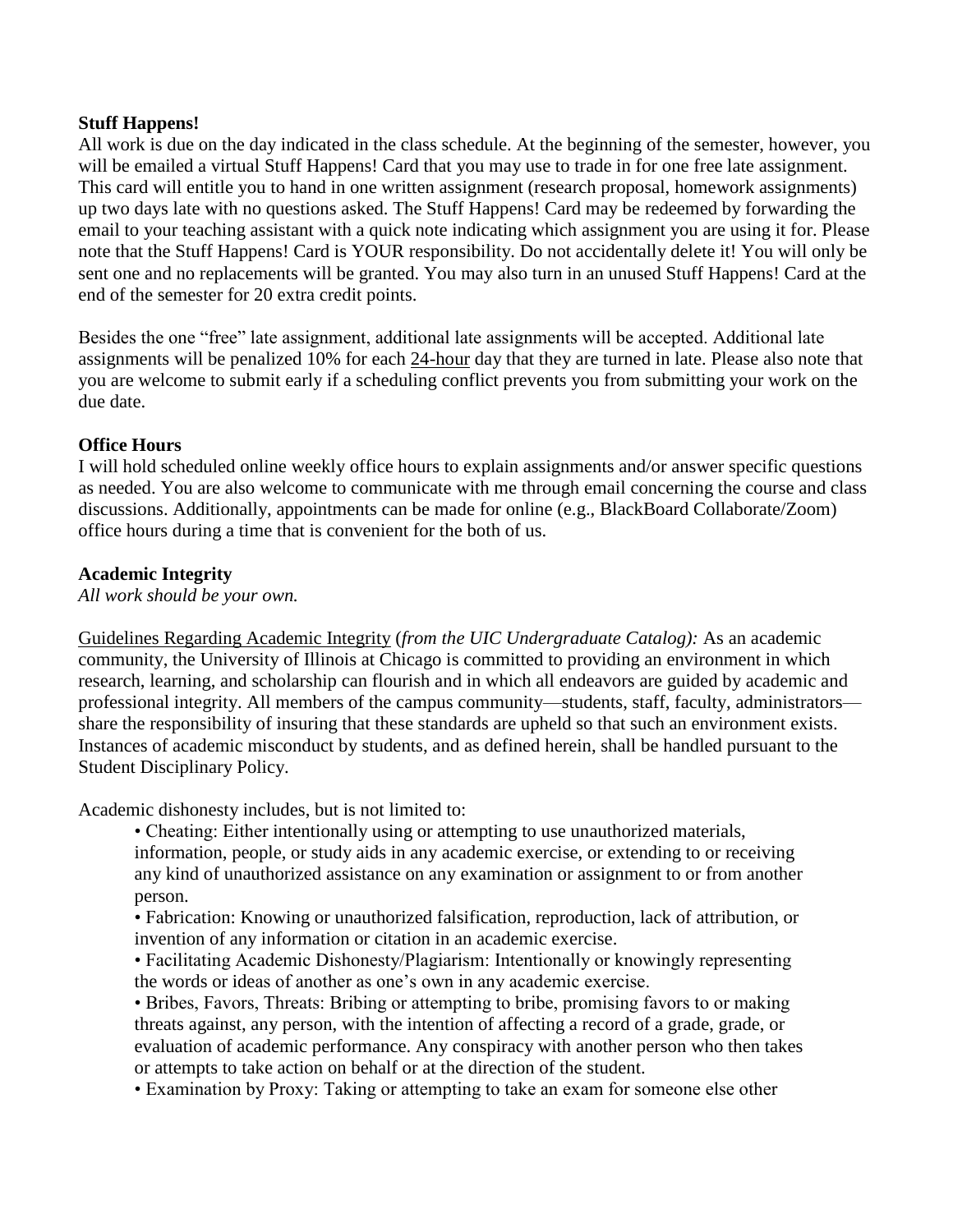**Stuff Happens!**

All work is due on the day indicated in the class schedule. At the beginning of the semester, however, you will be emailed a virtual Stuff Happens! Card that you may use to trade in for one free late assignment. This card will entitle you to hand in one written assignment (research proposal, homework assignments) up two days late with no questions asked. The Stuff Happens! Card may be redeemed by forwarding the email to your teaching assistant with a quick note indicating which assignment you are using it for. Please note that the Stuff Happens! Card is YOUR responsibility. Do not accidentally delete it! You will only be sent one and no replacements will be granted. You may also turn in an unused Stuff Happens! Card at the end of the semester for 20 extra credit points.

Besides the one "free" late assignment, additional late assignments will be accepted. Additional late assignments will be penalized 10% for each 24-hour day that they are turned in late. Please also note that you are welcome to submit early if a scheduling conflict prevents you from submitting your work on the due date.

**Office Hours**

I will hold scheduled online weekly office hours to explain assignments and/or answer specific questions as needed. You are also welcome to communicate with me through email concerning the course and class discussions. Additionally, appointments can be made for online (e.g., BlackBoard Collaborate/Zoom) office hours during a time that is convenient for the both of us.

**Academic Integrity**

*All work should be your own.*

Guidelines Regarding Academic Integrity (*from the UIC Undergraduate Catalog):* As an academic community, the University of Illinois at Chicago is committed to providing an environment in which research, learning, and scholarship can flourish and in which all endeavors are guided by academic and professional integrity. All members of the campus community—students, staff, faculty, administrators—share the responsibility of insuring that these standards are upheld so that such an environment exists. Instances of academic misconduct by students, and as defined herein, shall be handled pursuant to the Student Disciplinary Policy.

Academic dishonesty includes, but is not limited to:

- Cheating: Either intentionally using or attempting to use unauthorized materials, information, people, or study aids in any academic exercise, or extending to or receiving any kind of unauthorized assistance on any examination or assignment to or from another person.
- Fabrication: Knowing or unauthorized falsification, reproduction, lack of attribution, or invention of any information or citation in an academic exercise.
- Facilitating Academic Dishonesty/Plagiarism: Intentionally or knowingly representing the words or ideas of another as one's own in any academic exercise.
- Bribes, Favors, Threats: Bribing or attempting to bribe, promising favors to or making threats against, any person, with the intention of affecting a record of a grade, grade, or evaluation of academic performance. Any conspiracy with another person who then takes or attempts to take action on behalf or at the direction of the student.
- Examination by Proxy: Taking or attempting to take an exam for someone else other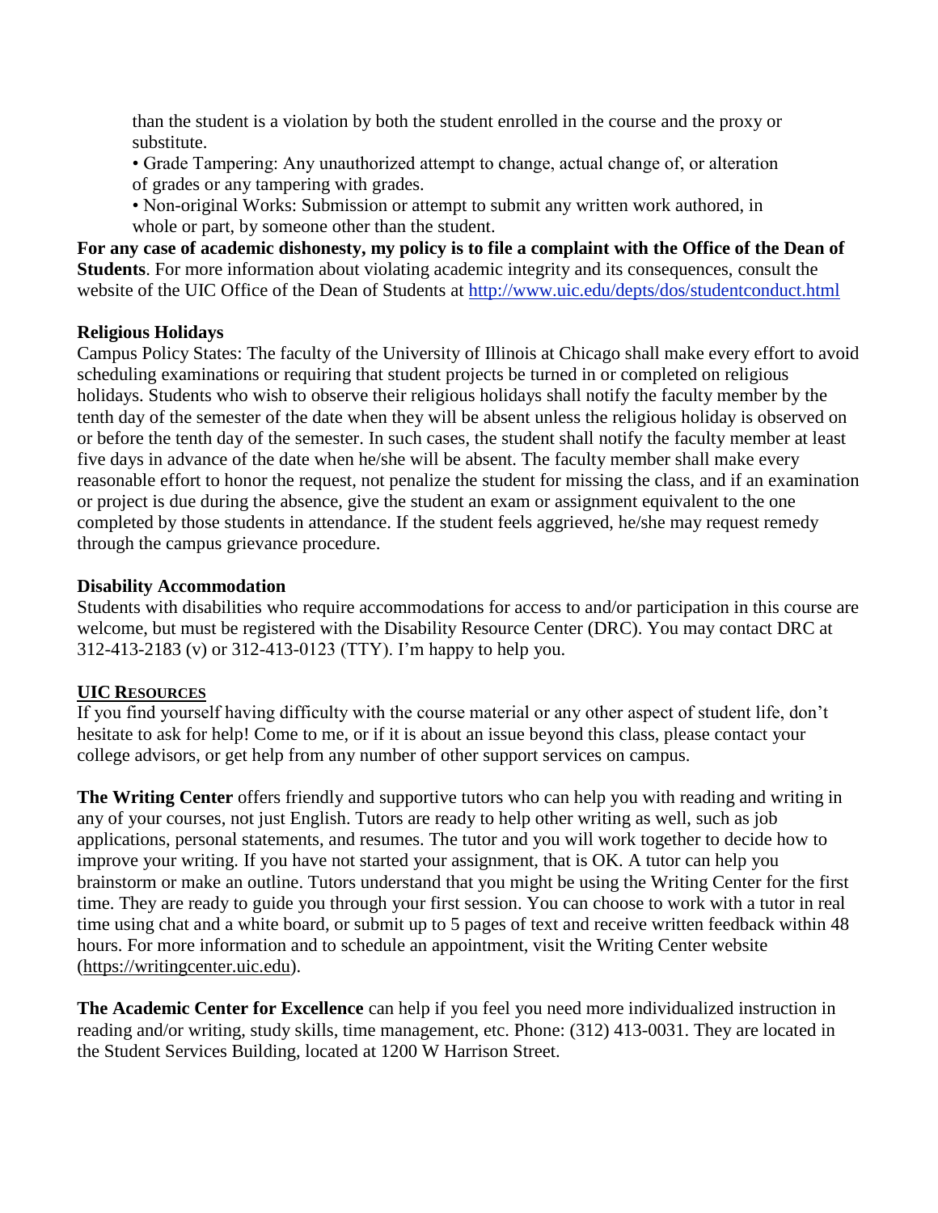than the student is a violation by both the student enrolled in the course and the proxy or substitute.

- Grade Tampering: Any unauthorized attempt to change, actual change of, or alteration of grades or any tampering with grades.
- Non-original Works: Submission or attempt to submit any written work authored, in whole or part, by someone other than the student.

**For any case of academic dishonesty, my policy is to file a complaint with the Office of the Dean of Students**. For more information about violating academic integrity and its consequences, consult the website of the UIC Office of the Dean of Students at http://www.uic.edu/depts/dos/studentconduct.html

**Religious Holidays**

Campus Policy States: The faculty of the University of Illinois at Chicago shall make every effort to avoid scheduling examinations or requiring that student projects be turned in or completed on religious holidays. Students who wish to observe their religious holidays shall notify the faculty member by the tenth day of the semester of the date when they will be absent unless the religious holiday is observed on or before the tenth day of the semester. In such cases, the student shall notify the faculty member at least five days in advance of the date when he/she will be absent. The faculty member shall make every reasonable effort to honor the request, not penalize the student for missing the class, and if an examination or project is due during the absence, give the student an exam or assignment equivalent to the one completed by those students in attendance. If the student feels aggrieved, he/she may request remedy through the campus grievance procedure.

**Disability Accommodation**

Students with disabilities who require accommodations for access to and/or participation in this course are welcome, but must be registered with the Disability Resource Center (DRC). You may contact DRC at 312-413-2183 (v) or 312-413-0123 (TTY). I'm happy to help you.

**UIC RESOURCES**

If you find yourself having difficulty with the course material or any other aspect of student life, don't hesitate to ask for help! Come to me, or if it is about an issue beyond this class, please contact your college advisors, or get help from any number of other support services on campus.

**The Writing Center** offers friendly and supportive tutors who can help you with reading and writing in any of your courses, not just English. Tutors are ready to help other writing as well, such as job applications, personal statements, and resumes. The tutor and you will work together to decide how to improve your writing. If you have not started your assignment, that is OK. A tutor can help you brainstorm or make an outline. Tutors understand that you might be using the Writing Center for the first time. They are ready to guide you through your first session. You can choose to work with a tutor in real time using chat and a white board, or submit up to 5 pages of text and receive written feedback within 48 hours. For more information and to schedule an appointment, visit the Writing Center website (https://writingcenter.uic.edu).

**The Academic Center for Excellence** can help if you feel you need more individualized instruction in reading and/or writing, study skills, time management, etc. Phone: (312) 413-0031. They are located in the Student Services Building, located at 1200 W Harrison Street.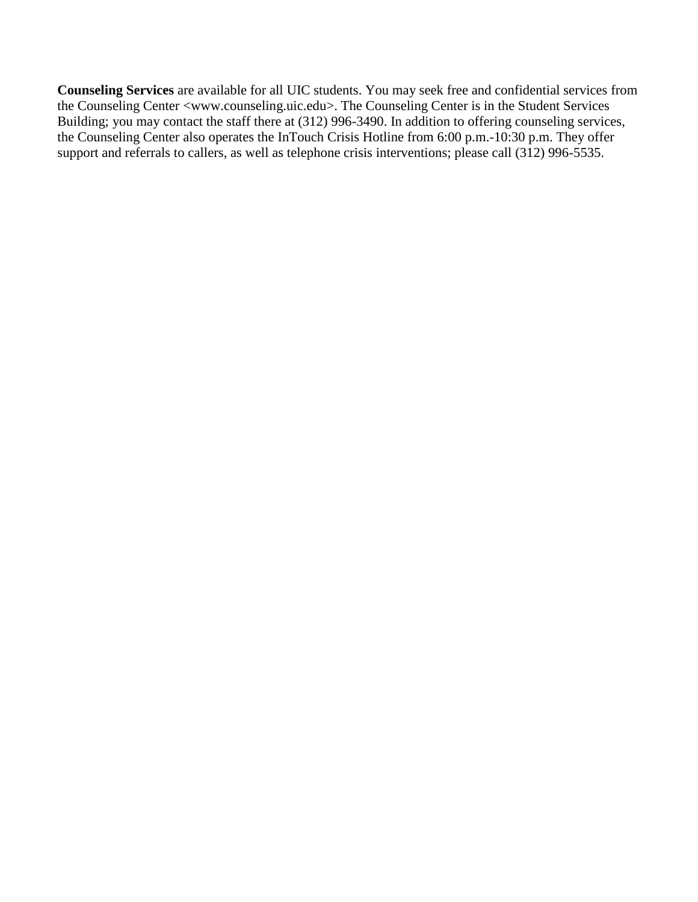**Counseling Services** are available for all UIC students. You may seek free and confidential services from the Counseling Center <www.counseling.uic.edu>. The Counseling Center is in the Student Services Building; you may contact the staff there at (312) 996-3490. In addition to offering counseling services, the Counseling Center also operates the InTouch Crisis Hotline from 6:00 p.m.-10:30 p.m. They offer support and referrals to callers, as well as telephone crisis interventions; please call (312) 996-5535.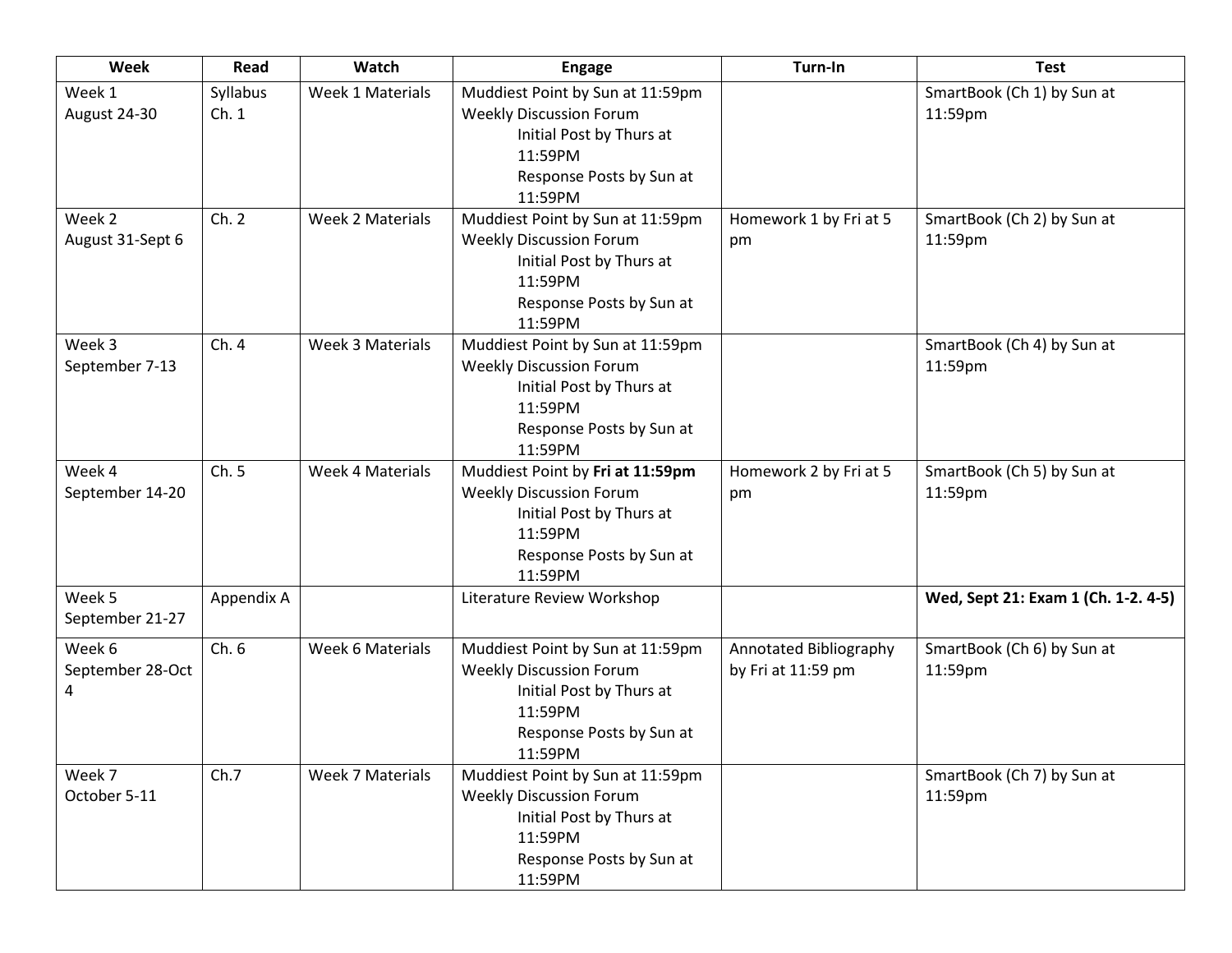| Week | Read | Watch | Engage | Turn-In | Test |
|---|---|---|---|---|---|
| Week 1<br>August 24-30 | Syllabus<br>Ch. 1 | Week 1 Materials | Muddiest Point by Sun at 11:59pm<br>Weekly Discussion Forum<br>Initial Post by Thurs at 11:59PM<br>Response Posts by Sun at 11:59PM | | SmartBook (Ch 1) by Sun at 11:59pm |
| Week 2<br>August 31-Sept 6 | Ch. 2 | Week 2 Materials | Muddiest Point by Sun at 11:59pm<br>Weekly Discussion Forum<br>Initial Post by Thurs at 11:59PM<br>Response Posts by Sun at 11:59PM | Homework 1 by Fri at 5 pm | SmartBook (Ch 2) by Sun at 11:59pm |
| Week 3<br>September 7-13 | Ch. 4 | Week 3 Materials | Muddiest Point by Sun at 11:59pm<br>Weekly Discussion Forum<br>Initial Post by Thurs at 11:59PM<br>Response Posts by Sun at 11:59PM | | SmartBook (Ch 4) by Sun at 11:59pm |
| Week 4<br>September 14-20 | Ch. 5 | Week 4 Materials | Muddiest Point by **Fri at 11:59pm**<br>Weekly Discussion Forum<br>Initial Post by Thurs at 11:59PM<br>Response Posts by Sun at 11:59PM | Homework 2 by Fri at 5 pm | SmartBook (Ch 5) by Sun at 11:59pm |
| Week 5<br>September 21-27 | Appendix A | | Literature Review Workshop | | **Wed, Sept 21: Exam 1 (Ch. 1-2. 4-5)** |
| Week 6<br>September 28-Oct 4 | Ch. 6 | Week 6 Materials | Muddiest Point by Sun at 11:59pm<br>Weekly Discussion Forum<br>Initial Post by Thurs at 11:59PM<br>Response Posts by Sun at 11:59PM | Annotated Bibliography by Fri at 11:59 pm | SmartBook (Ch 6) by Sun at 11:59pm |
| Week 7<br>October 5-11 | Ch.7 | Week 7 Materials | Muddiest Point by Sun at 11:59pm<br>Weekly Discussion Forum<br>Initial Post by Thurs at 11:59PM<br>Response Posts by Sun at 11:59PM | | SmartBook (Ch 7) by Sun at 11:59pm |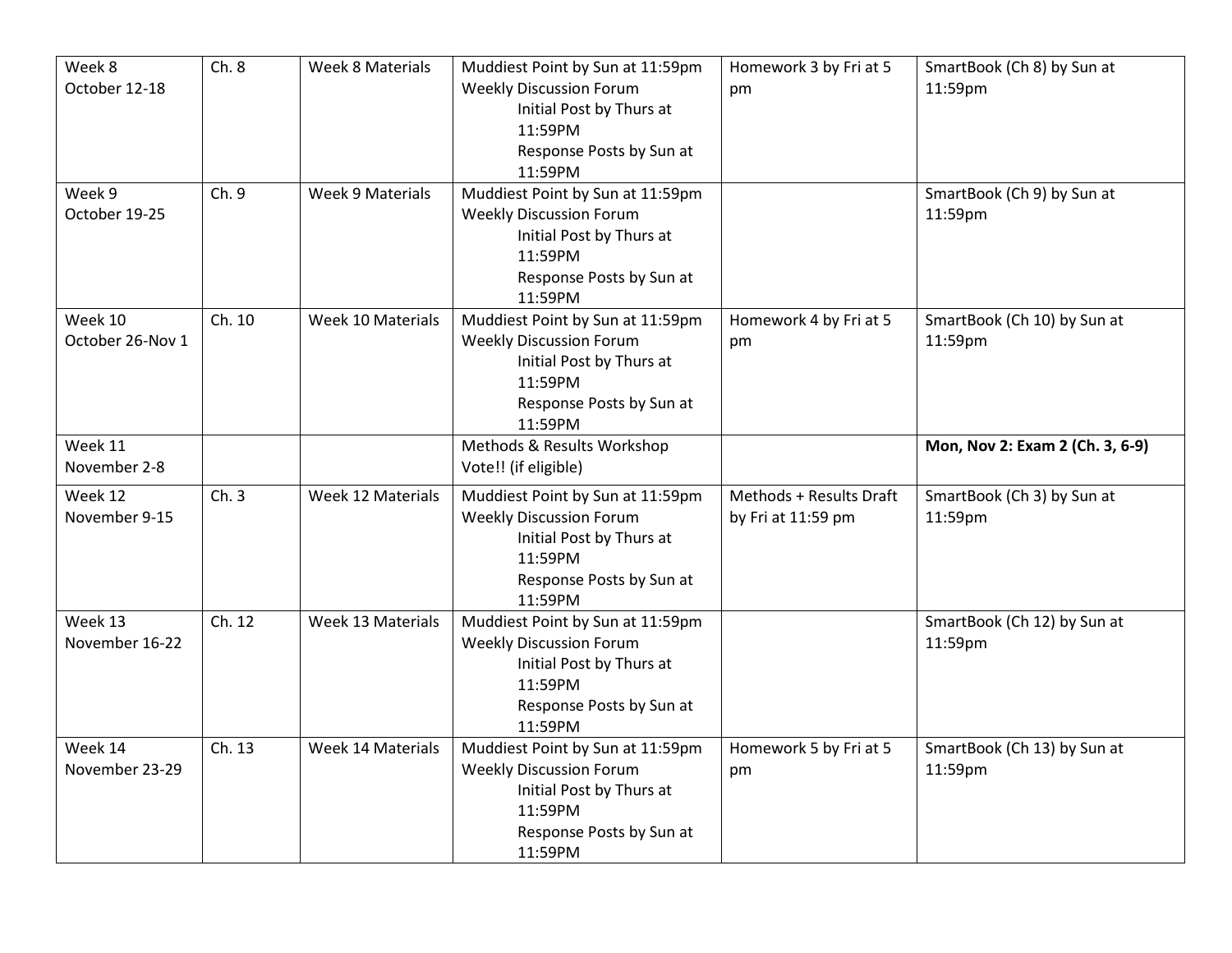| Week 8<br>October 12-18 | Ch. 8 | Week 8 Materials | Muddiest Point by Sun at 11:59pm<br>Weekly Discussion Forum<br>Initial Post by Thurs at 11:59PM<br>Response Posts by Sun at 11:59PM | Homework 3 by Fri at 5 pm | SmartBook (Ch 8) by Sun at 11:59pm |
|---|---|---|---|---|---|
| Week 9<br>October 19-25 | Ch. 9 | Week 9 Materials | Muddiest Point by Sun at 11:59pm<br>Weekly Discussion Forum<br>Initial Post by Thurs at 11:59PM<br>Response Posts by Sun at 11:59PM | | SmartBook (Ch 9) by Sun at 11:59pm |
| Week 10<br>October 26-Nov 1 | Ch. 10 | Week 10 Materials | Muddiest Point by Sun at 11:59pm<br>Weekly Discussion Forum<br>Initial Post by Thurs at 11:59PM<br>Response Posts by Sun at 11:59PM | Homework 4 by Fri at 5 pm | SmartBook (Ch 10) by Sun at 11:59pm |
| Week 11<br>November 2-8 | | | Methods & Results Workshop<br>Vote!! (if eligible) | | **Mon, Nov 2: Exam 2 (Ch. 3, 6-9)** |
| Week 12<br>November 9-15 | Ch. 3 | Week 12 Materials | Muddiest Point by Sun at 11:59pm<br>Weekly Discussion Forum<br>Initial Post by Thurs at 11:59PM<br>Response Posts by Sun at 11:59PM | Methods + Results Draft by Fri at 11:59 pm | SmartBook (Ch 3) by Sun at 11:59pm |
| Week 13<br>November 16-22 | Ch. 12 | Week 13 Materials | Muddiest Point by Sun at 11:59pm<br>Weekly Discussion Forum<br>Initial Post by Thurs at 11:59PM<br>Response Posts by Sun at 11:59PM | | SmartBook (Ch 12) by Sun at 11:59pm |
| Week 14<br>November 23-29 | Ch. 13 | Week 14 Materials | Muddiest Point by Sun at 11:59pm<br>Weekly Discussion Forum<br>Initial Post by Thurs at 11:59PM<br>Response Posts by Sun at 11:59PM | Homework 5 by Fri at 5 pm | SmartBook (Ch 13) by Sun at 11:59pm |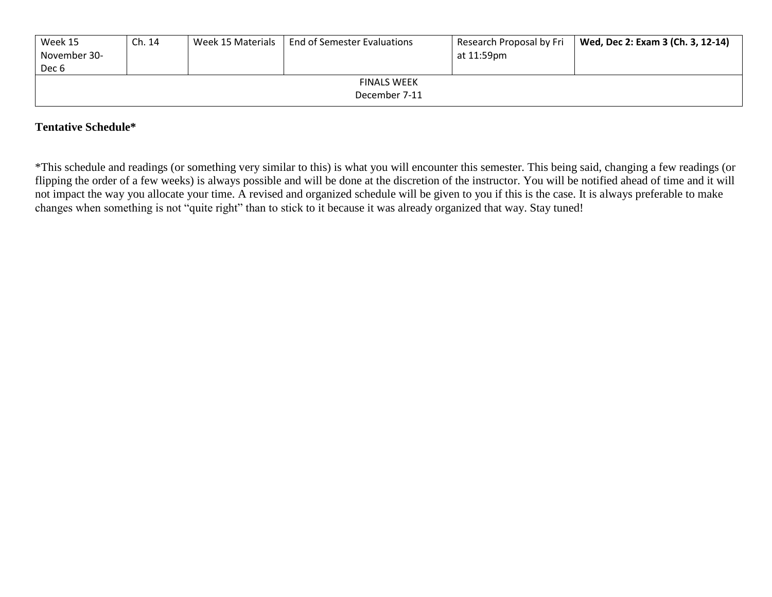| | | | | | |
|---|---|---|---|---|---|
| Week 15 November 30- Dec 6 | Ch. 14 | Week 15 Materials | End of Semester Evaluations | Research Proposal by Fri at 11:59pm | **Wed, Dec 2: Exam 3 (Ch. 3, 12-14)** |
| FINALS WEEK December 7-11 | | | | | |

**Tentative Schedule***

*This schedule and readings (or something very similar to this) is what you will encounter this semester. This being said, changing a few readings (or flipping the order of a few weeks) is always possible and will be done at the discretion of the instructor. You will be notified ahead of time and it will not impact the way you allocate your time. A revised and organized schedule will be given to you if this is the case. It is always preferable to make changes when something is not "quite right" than to stick to it because it was already organized that way. Stay tuned!